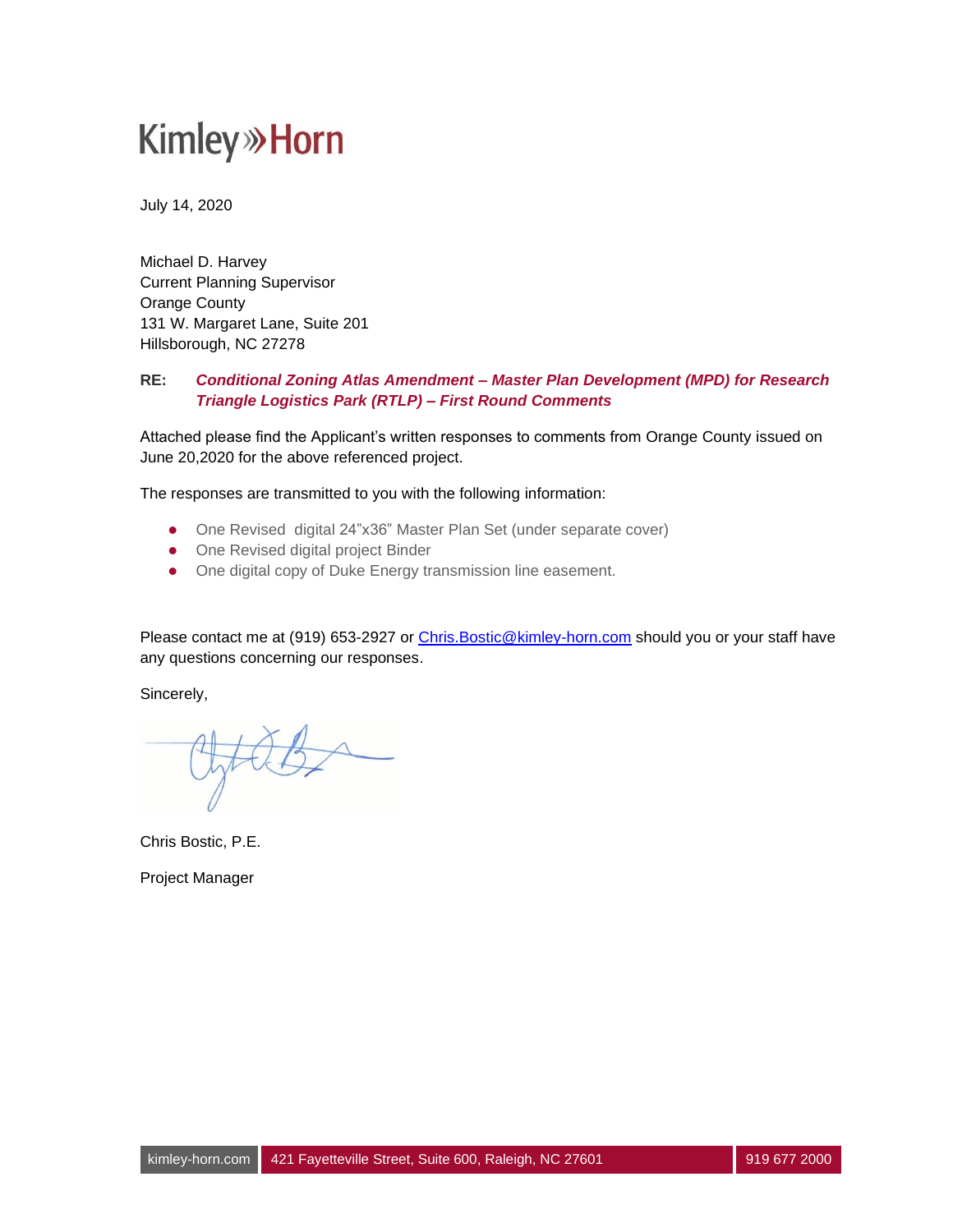Kimley»Horn

July 14, 2020

Michael D. Harvey
Current Planning Supervisor
Orange County
131 W. Margaret Lane, Suite 201
Hillsborough, NC 27278

**RE:** ***Conditional Zoning Atlas Amendment – Master Plan Development (MPD) for Research Triangle Logistics Park (RTLP) – First Round Comments***

Attached please find the Applicant's written responses to comments from Orange County issued on June 20,2020 for the above referenced project.

The responses are transmitted to you with the following information:

- One Revised digital 24"x36" Master Plan Set (under separate cover)
- One Revised digital project Binder
- One digital copy of Duke Energy transmission line easement.

Please contact me at (919) 653-2927 or Chris.Bostic@kimley-horn.com should you or your staff have any questions concerning our responses.

Sincerely,

Chris Bostic, P.E.

Project Manager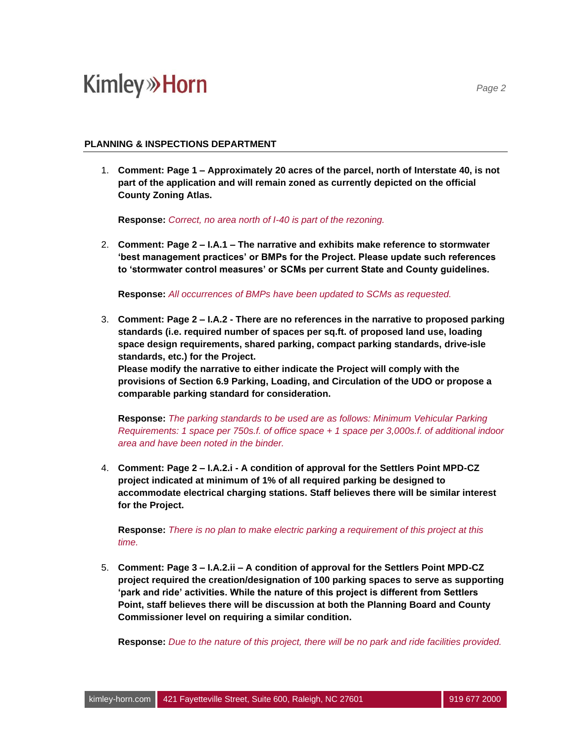## PLANNING & INSPECTIONS DEPARTMENT

1. **Comment: Page 1 – Approximately 20 acres of the parcel, north of Interstate 40, is not part of the application and will remain zoned as currently depicted on the official County Zoning Atlas.**

   **Response:** *Correct, no area north of I-40 is part of the rezoning.*

2. **Comment: Page 2 – I.A.1 – The narrative and exhibits make reference to stormwater 'best management practices' or BMPs for the Project. Please update such references to 'stormwater control measures' or SCMs per current State and County guidelines.**

   **Response:** *All occurrences of BMPs have been updated to SCMs as requested.*

3. **Comment: Page 2 – I.A.2 - There are no references in the narrative to proposed parking standards (i.e. required number of spaces per sq.ft. of proposed land use, loading space design requirements, shared parking, compact parking standards, drive-isle standards, etc.) for the Project.**
   **Please modify the narrative to either indicate the Project will comply with the provisions of Section 6.9 Parking, Loading, and Circulation of the UDO or propose a comparable parking standard for consideration.**

   **Response:** *The parking standards to be used are as follows: Minimum Vehicular Parking Requirements: 1 space per 750s.f. of office space + 1 space per 3,000s.f. of additional indoor area and have been noted in the binder.*

4. **Comment: Page 2 – I.A.2.i - A condition of approval for the Settlers Point MPD-CZ project indicated at minimum of 1% of all required parking be designed to accommodate electrical charging stations. Staff believes there will be similar interest for the Project.**

   **Response:** *There is no plan to make electric parking a requirement of this project at this time.*

5. **Comment: Page 3 – I.A.2.ii – A condition of approval for the Settlers Point MPD-CZ project required the creation/designation of 100 parking spaces to serve as supporting 'park and ride' activities. While the nature of this project is different from Settlers Point, staff believes there will be discussion at both the Planning Board and County Commissioner level on requiring a similar condition.**

   **Response:** *Due to the nature of this project, there will be no park and ride facilities provided.*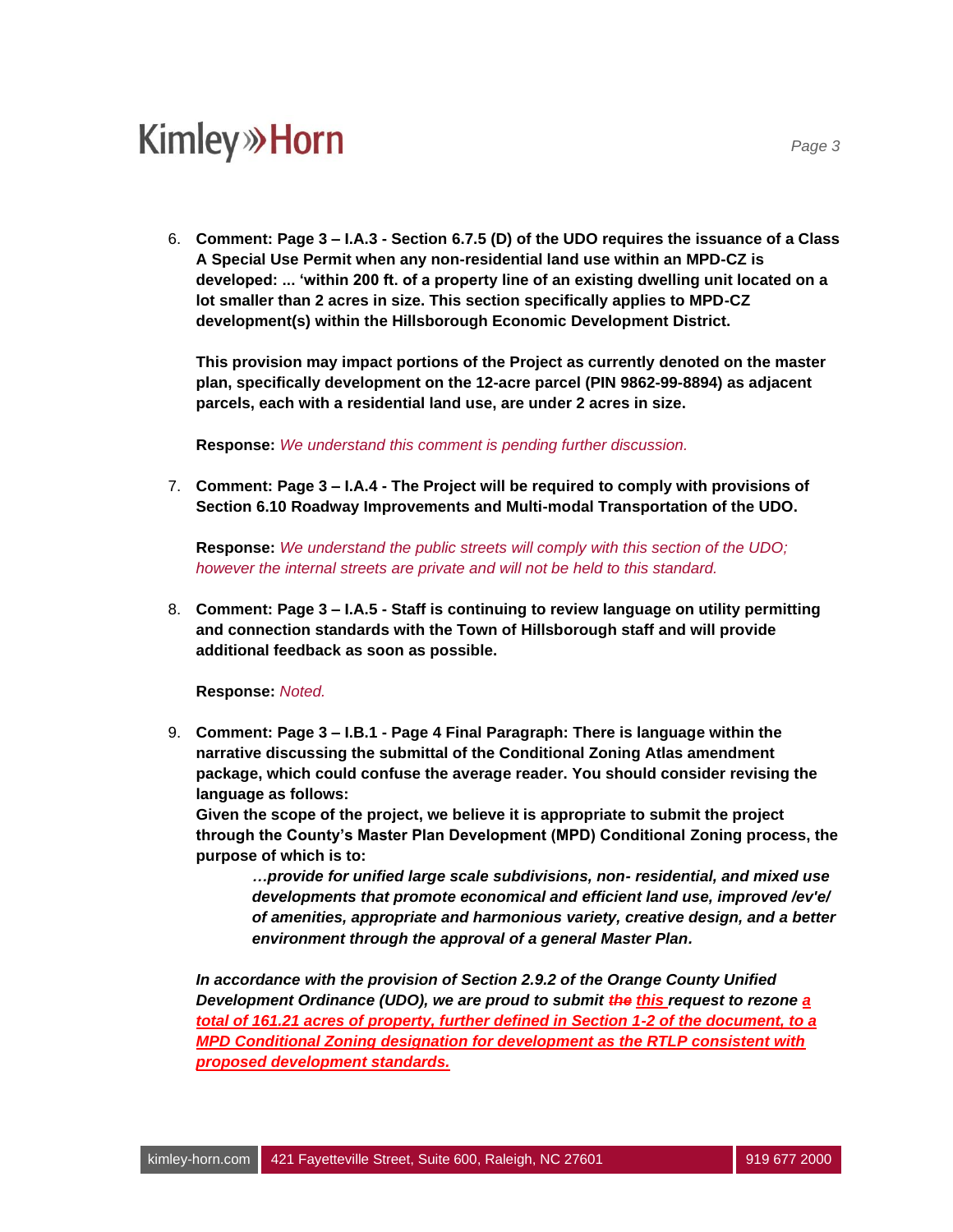6. **Comment: Page 3 – I.A.3 - Section 6.7.5 (D) of the UDO requires the issuance of a Class A Special Use Permit when any non-residential land use within an MPD-CZ is developed: ... 'within 200 ft. of a property line of an existing dwelling unit located on a lot smaller than 2 acres in size. This section specifically applies to MPD-CZ development(s) within the Hillsborough Economic Development District.**

   **This provision may impact portions of the Project as currently denoted on the master plan, specifically development on the 12-acre parcel (PIN 9862-99-8894) as adjacent parcels, each with a residential land use, are under 2 acres in size.**

   **Response:** *We understand this comment is pending further discussion.*

7. **Comment: Page 3 – I.A.4 - The Project will be required to comply with provisions of Section 6.10 Roadway Improvements and Multi-modal Transportation of the UDO.**

   **Response:** *We understand the public streets will comply with this section of the UDO; however the internal streets are private and will not be held to this standard.*

8. **Comment: Page 3 – I.A.5 - Staff is continuing to review language on utility permitting and connection standards with the Town of Hillsborough staff and will provide additional feedback as soon as possible.**

   **Response:** *Noted.*

9. **Comment: Page 3 – I.B.1 - Page 4 Final Paragraph: There is language within the narrative discussing the submittal of the Conditional Zoning Atlas amendment package, which could confuse the average reader. You should consider revising the language as follows:**
   **Given the scope of the project, we believe it is appropriate to submit the project through the County's Master Plan Development (MPD) Conditional Zoning process, the purpose of which is to:**

   > ***…provide for unified large scale subdivisions, non- residential, and mixed use developments that promote economical and efficient land use, improved /ev'e/ of amenities, appropriate and harmonious variety, creative design, and a better environment through the approval of a general Master Plan.***

   ***In accordance with the provision of Section 2.9.2 of the Orange County Unified Development Ordinance (UDO), we are proud to submit ~~the~~ this request to rezone a total of 161.21 acres of property, further defined in Section 1-2 of the document, to a MPD Conditional Zoning designation for development as the RTLP consistent with proposed development standards.***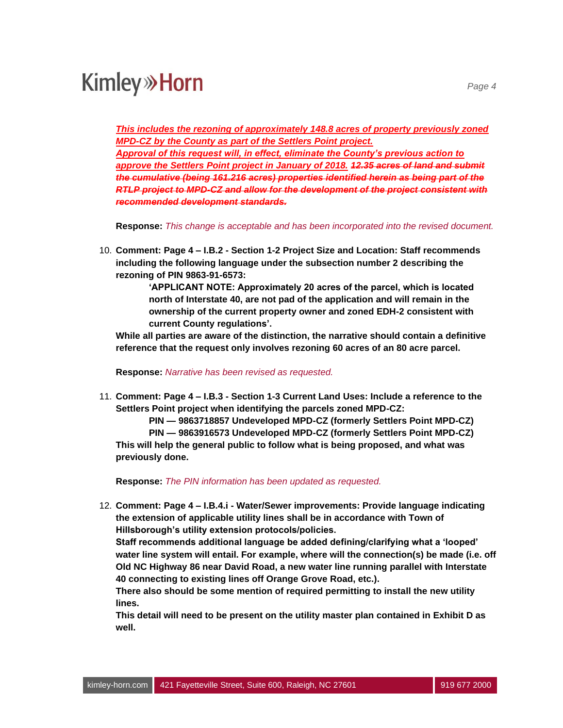*<u>This includes the rezoning of approximately 148.8 acres of property previously zoned MPD-CZ by the County as part of the Settlers Point project.</u>*
*<u>Approval of this request will, in effect, eliminate the County's previous action to approve the Settlers Point project in January of 2018.</u>* ***~~12.35 acres of land and submit the cumulative (being 161.216 acres) properties identified herein as being part of the RTLP project to MPD-CZ and allow for the development of the project consistent with recommended development standards.~~***

**Response:** *This change is acceptable and has been incorporated into the revised document.*

10. **Comment: Page 4 – I.B.2 - Section 1-2 Project Size and Location: Staff recommends including the following language under the subsection number 2 describing the rezoning of PIN 9863-91-6573:**

    > **'APPLICANT NOTE: Approximately 20 acres of the parcel, which is located north of Interstate 40, are not pad of the application and will remain in the ownership of the current property owner and zoned EDH-2 consistent with current County regulations'.**

    **While all parties are aware of the distinction, the narrative should contain a definitive reference that the request only involves rezoning 60 acres of an 80 acre parcel.**

    **Response:** *Narrative has been revised as requested.*

11. **Comment: Page 4 – I.B.3 - Section 1-3 Current Land Uses: Include a reference to the Settlers Point project when identifying the parcels zoned MPD-CZ:**

    > **PIN — 9863718857 Undeveloped MPD-CZ (formerly Settlers Point MPD-CZ)**
    > **PIN — 9863916573 Undeveloped MPD-CZ (formerly Settlers Point MPD-CZ)**

    **This will help the general public to follow what is being proposed, and what was previously done.**

    **Response:** *The PIN information has been updated as requested.*

12. **Comment: Page 4 – I.B.4.i - Water/Sewer improvements: Provide language indicating the extension of applicable utility lines shall be in accordance with Town of Hillsborough's utility extension protocols/policies.**
    **Staff recommends additional language be added defining/clarifying what a 'looped' water line system will entail. For example, where will the connection(s) be made (i.e. off Old NC Highway 86 near David Road, a new water line running parallel with Interstate 40 connecting to existing lines off Orange Grove Road, etc.).**
    **There also should be some mention of required permitting to install the new utility lines.**
    **This detail will need to be present on the utility master plan contained in Exhibit D as well.**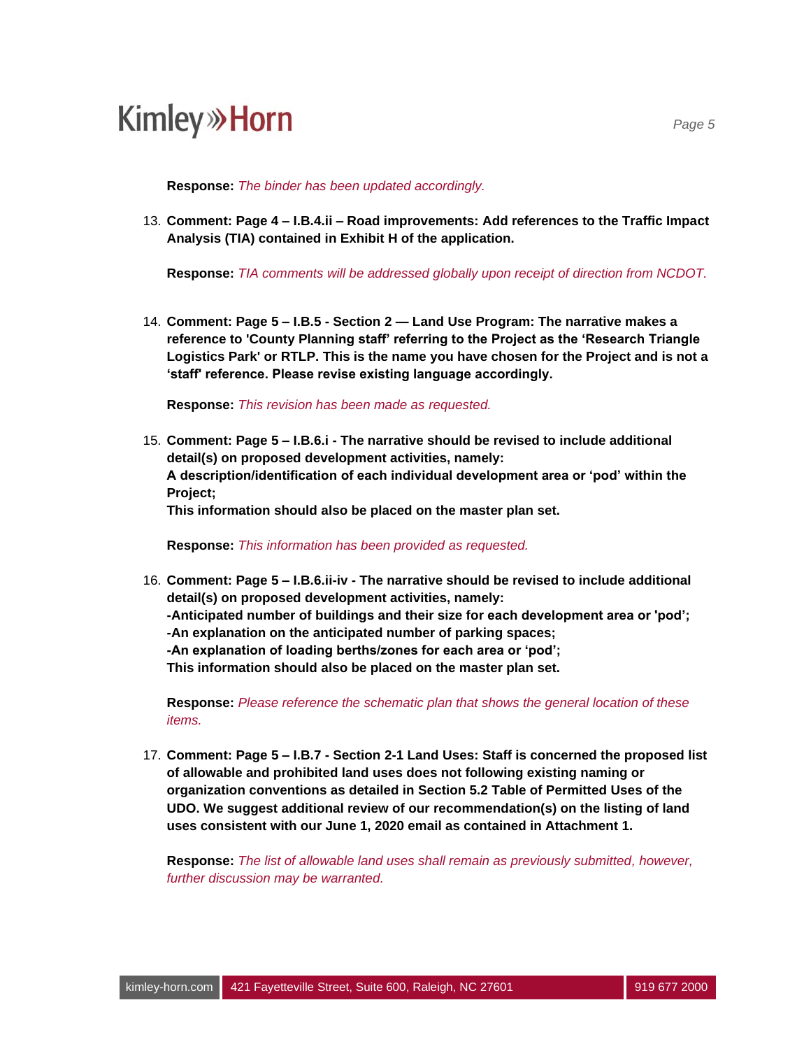**Response:** *The binder has been updated accordingly.*

13. **Comment: Page 4 – I.B.4.ii – Road improvements: Add references to the Traffic Impact Analysis (TIA) contained in Exhibit H of the application.**

    **Response:** *TIA comments will be addressed globally upon receipt of direction from NCDOT.*

14. **Comment: Page 5 – I.B.5 - Section 2 — Land Use Program: The narrative makes a reference to 'County Planning staff' referring to the Project as the 'Research Triangle Logistics Park' or RTLP. This is the name you have chosen for the Project and is not a 'staff' reference. Please revise existing language accordingly.**

    **Response:** *This revision has been made as requested.*

15. **Comment: Page 5 – I.B.6.i - The narrative should be revised to include additional detail(s) on proposed development activities, namely:**
    **A description/identification of each individual development area or 'pod' within the Project;**
    **This information should also be placed on the master plan set.**

    **Response:** *This information has been provided as requested.*

16. **Comment: Page 5 – I.B.6.ii-iv - The narrative should be revised to include additional detail(s) on proposed development activities, namely:**
    **-Anticipated number of buildings and their size for each development area or 'pod';**
    **-An explanation on the anticipated number of parking spaces;**
    **-An explanation of loading berths/zones for each area or 'pod';**
    **This information should also be placed on the master plan set.**

    **Response:** *Please reference the schematic plan that shows the general location of these items.*

17. **Comment: Page 5 – I.B.7 - Section 2-1 Land Uses: Staff is concerned the proposed list of allowable and prohibited land uses does not following existing naming or organization conventions as detailed in Section 5.2 Table of Permitted Uses of the UDO. We suggest additional review of our recommendation(s) on the listing of land uses consistent with our June 1, 2020 email as contained in Attachment 1.**

    **Response:** *The list of allowable land uses shall remain as previously submitted, however, further discussion may be warranted.*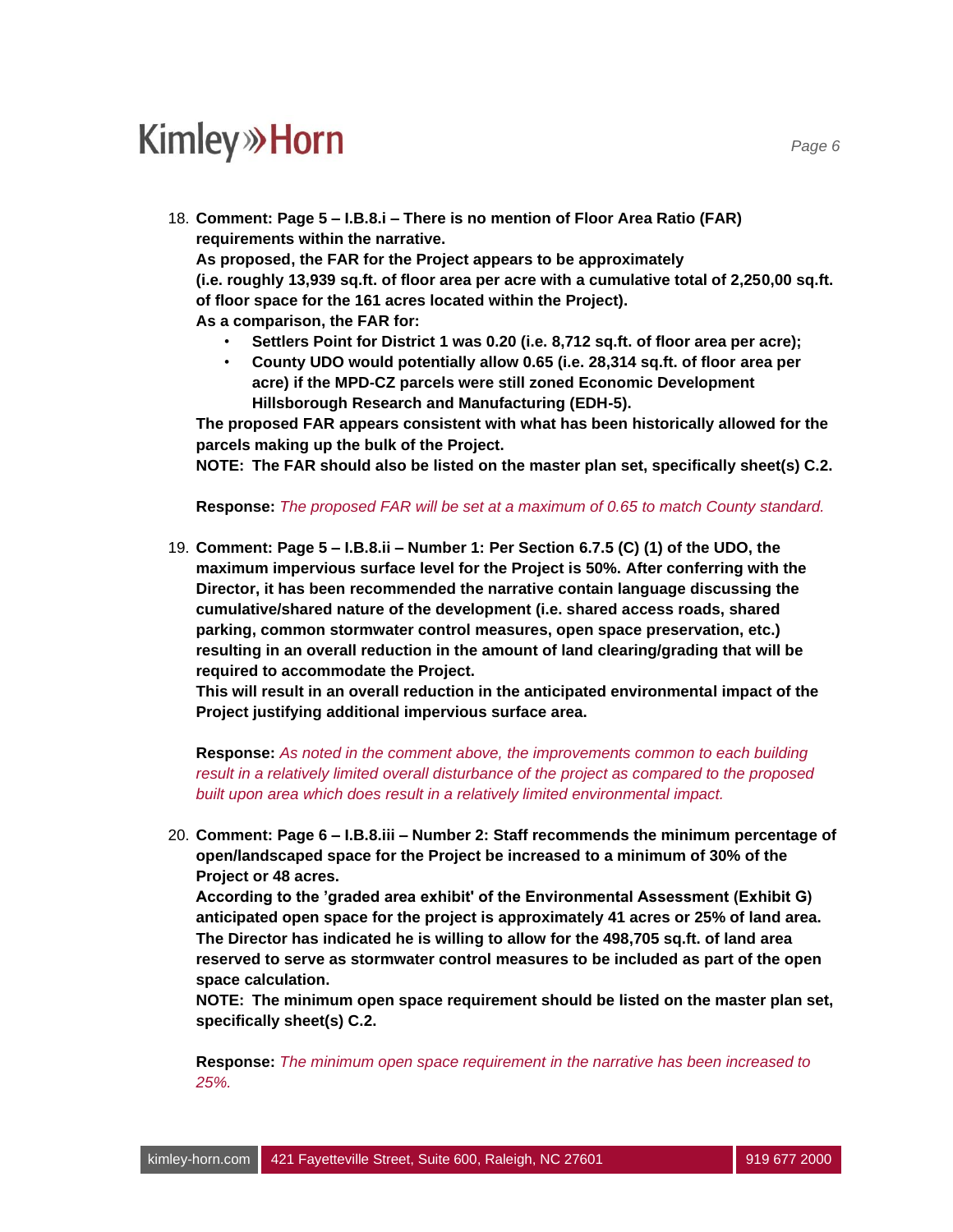18. **Comment: Page 5 – I.B.8.i – There is no mention of Floor Area Ratio (FAR) requirements within the narrative.**
    **As proposed, the FAR for the Project appears to be approximately (i.e. roughly 13,939 sq.ft. of floor area per acre with a cumulative total of 2,250,00 sq.ft. of floor space for the 161 acres located within the Project).**
    **As a comparison, the FAR for:**
    - **Settlers Point for District 1 was 0.20 (i.e. 8,712 sq.ft. of floor area per acre);**
    - **County UDO would potentially allow 0.65 (i.e. 28,314 sq.ft. of floor area per acre) if the MPD-CZ parcels were still zoned Economic Development Hillsborough Research and Manufacturing (EDH-5).**

    **The proposed FAR appears consistent with what has been historically allowed for the parcels making up the bulk of the Project.**
    **NOTE: The FAR should also be listed on the master plan set, specifically sheet(s) C.2.**

    **Response:** *The proposed FAR will be set at a maximum of 0.65 to match County standard.*

19. **Comment: Page 5 – I.B.8.ii – Number 1: Per Section 6.7.5 (C) (1) of the UDO, the maximum impervious surface level for the Project is 50%. After conferring with the Director, it has been recommended the narrative contain language discussing the cumulative/shared nature of the development (i.e. shared access roads, shared parking, common stormwater control measures, open space preservation, etc.) resulting in an overall reduction in the amount of land clearing/grading that will be required to accommodate the Project.**
    **This will result in an overall reduction in the anticipated environmental impact of the Project justifying additional impervious surface area.**

    **Response:** *As noted in the comment above, the improvements common to each building result in a relatively limited overall disturbance of the project as compared to the proposed built upon area which does result in a relatively limited environmental impact.*

20. **Comment: Page 6 – I.B.8.iii – Number 2: Staff recommends the minimum percentage of open/landscaped space for the Project be increased to a minimum of 30% of the Project or 48 acres.**
    **According to the 'graded area exhibit' of the Environmental Assessment (Exhibit G) anticipated open space for the project is approximately 41 acres or 25% of land area.**
    **The Director has indicated he is willing to allow for the 498,705 sq.ft. of land area reserved to serve as stormwater control measures to be included as part of the open space calculation.**
    **NOTE: The minimum open space requirement should be listed on the master plan set, specifically sheet(s) C.2.**

    **Response:** *The minimum open space requirement in the narrative has been increased to 25%.*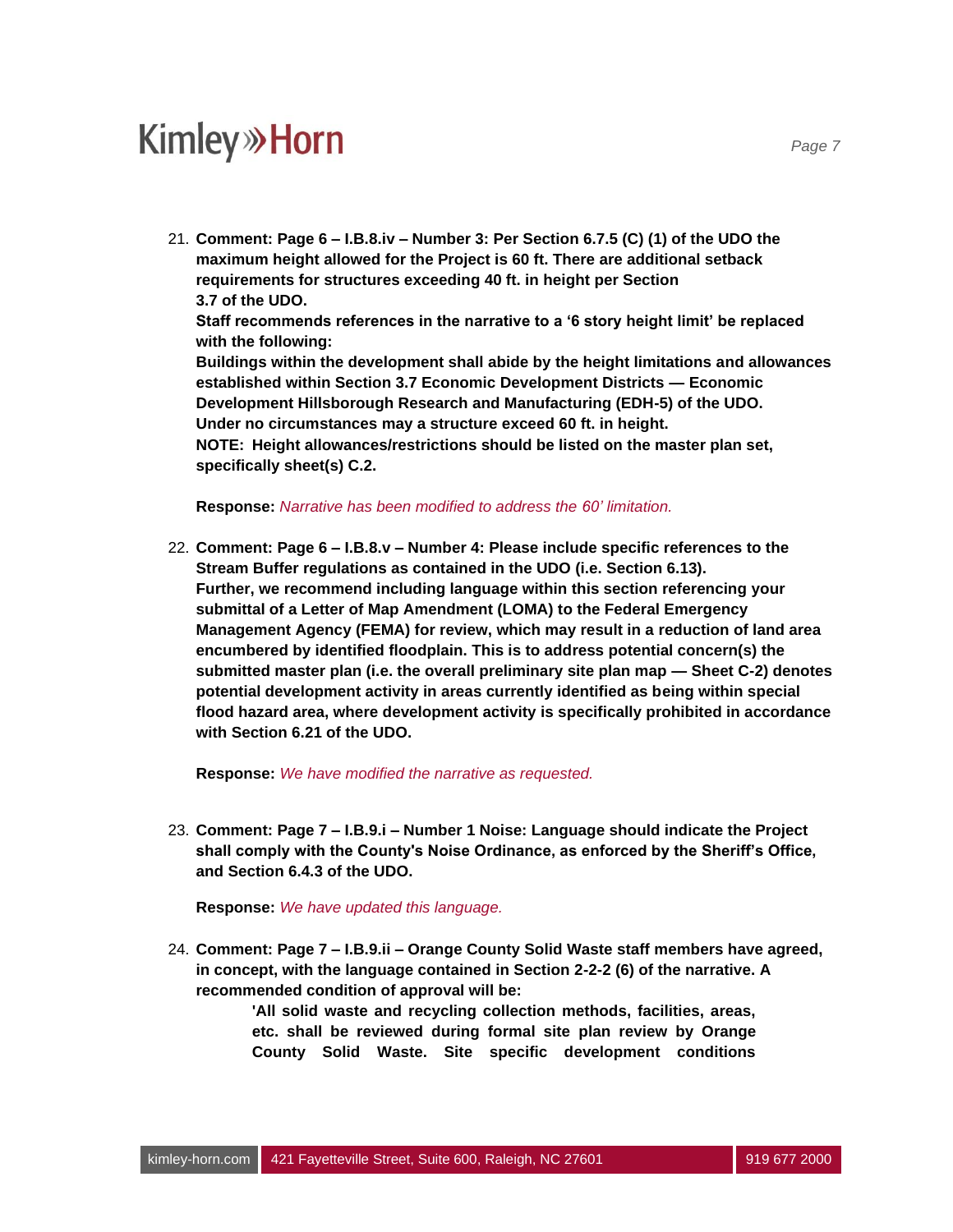21. **Comment: Page 6 – I.B.8.iv – Number 3: Per Section 6.7.5 (C) (1) of the UDO the maximum height allowed for the Project is 60 ft. There are additional setback requirements for structures exceeding 40 ft. in height per Section 3.7 of the UDO.**
    **Staff recommends references in the narrative to a '6 story height limit' be replaced with the following:**
    **Buildings within the development shall abide by the height limitations and allowances established within Section 3.7 Economic Development Districts — Economic Development Hillsborough Research and Manufacturing (EDH-5) of the UDO. Under no circumstances may a structure exceed 60 ft. in height.**
    **NOTE: Height allowances/restrictions should be listed on the master plan set, specifically sheet(s) C.2.**

    **Response:** *Narrative has been modified to address the 60' limitation.*

22. **Comment: Page 6 – I.B.8.v – Number 4: Please include specific references to the Stream Buffer regulations as contained in the UDO (i.e. Section 6.13). Further, we recommend including language within this section referencing your submittal of a Letter of Map Amendment (LOMA) to the Federal Emergency Management Agency (FEMA) for review, which may result in a reduction of land area encumbered by identified floodplain. This is to address potential concern(s) the submitted master plan (i.e. the overall preliminary site plan map — Sheet C-2) denotes potential development activity in areas currently identified as being within special flood hazard area, where development activity is specifically prohibited in accordance with Section 6.21 of the UDO.**

    **Response:** *We have modified the narrative as requested.*

23. **Comment: Page 7 – I.B.9.i – Number 1 Noise: Language should indicate the Project shall comply with the County's Noise Ordinance, as enforced by the Sheriff's Office, and Section 6.4.3 of the UDO.**

    **Response:** *We have updated this language.*

24. **Comment: Page 7 – I.B.9.ii – Orange County Solid Waste staff members have agreed, in concept, with the language contained in Section 2-2-2 (6) of the narrative. A recommended condition of approval will be:**

    > **'All solid waste and recycling collection methods, facilities, areas, etc. shall be reviewed during formal site plan review by Orange County Solid Waste. Site specific development conditions**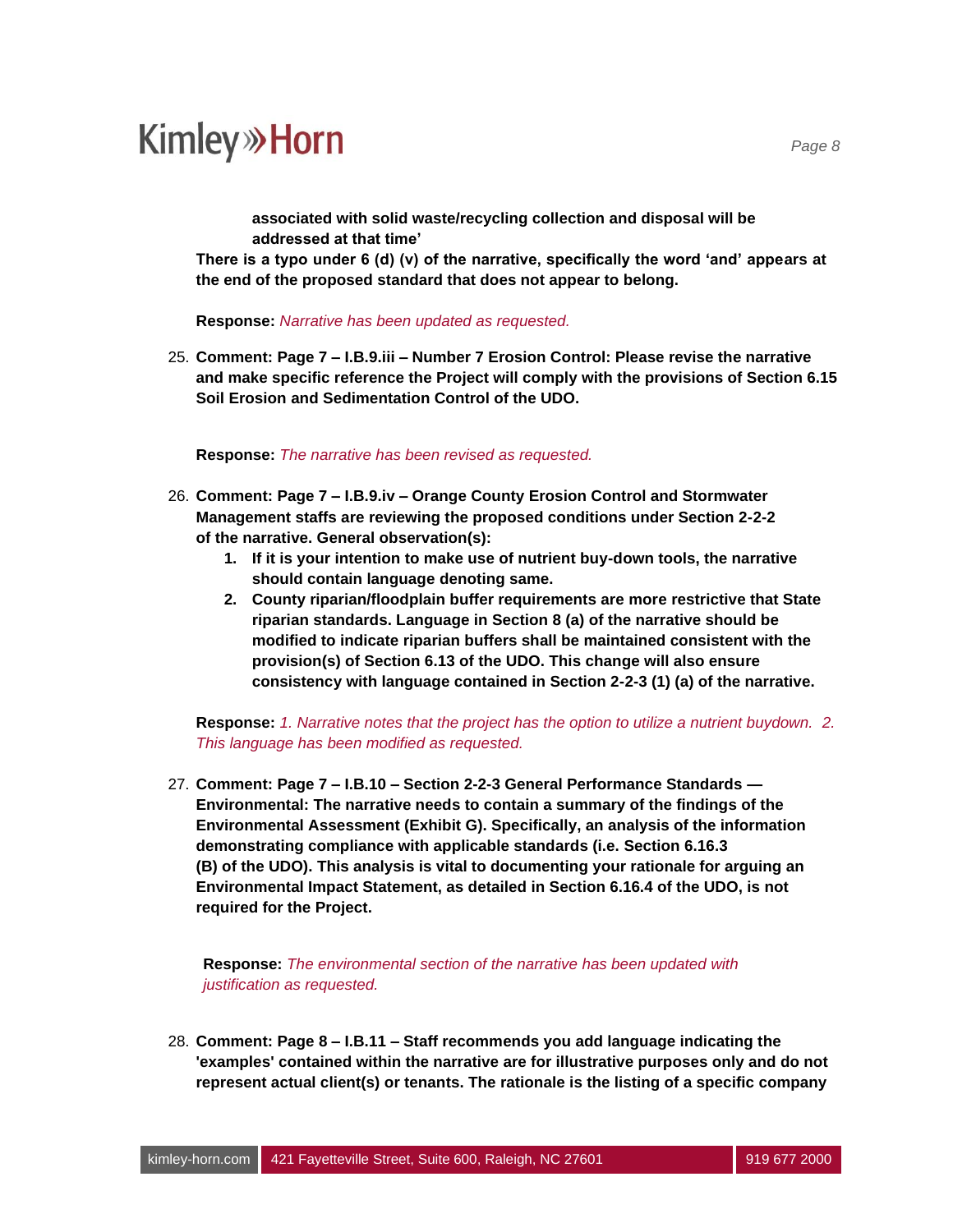**associated with solid waste/recycling collection and disposal will be addressed at that time'**

**There is a typo under 6 (d) (v) of the narrative, specifically the word 'and' appears at the end of the proposed standard that does not appear to belong.**

**Response:** *Narrative has been updated as requested.*

25. **Comment: Page 7 – I.B.9.iii – Number 7 Erosion Control: Please revise the narrative and make specific reference the Project will comply with the provisions of Section 6.15 Soil Erosion and Sedimentation Control of the UDO.**

    **Response:** *The narrative has been revised as requested.*

26. **Comment: Page 7 – I.B.9.iv – Orange County Erosion Control and Stormwater Management staffs are reviewing the proposed conditions under Section 2-2-2 of the narrative. General observation(s):**
    1. **If it is your intention to make use of nutrient buy-down tools, the narrative should contain language denoting same.**
    2. **County riparian/floodplain buffer requirements are more restrictive that State riparian standards. Language in Section 8 (a) of the narrative should be modified to indicate riparian buffers shall be maintained consistent with the provision(s) of Section 6.13 of the UDO. This change will also ensure consistency with language contained in Section 2-2-3 (1) (a) of the narrative.**

    **Response:** *1. Narrative notes that the project has the option to utilize a nutrient buydown. 2. This language has been modified as requested.*

27. **Comment: Page 7 – I.B.10 – Section 2-2-3 General Performance Standards — Environmental: The narrative needs to contain a summary of the findings of the Environmental Assessment (Exhibit G). Specifically, an analysis of the information demonstrating compliance with applicable standards (i.e. Section 6.16.3 (B) of the UDO). This analysis is vital to documenting your rationale for arguing an Environmental Impact Statement, as detailed in Section 6.16.4 of the UDO, is not required for the Project.**

    **Response:** *The environmental section of the narrative has been updated with justification as requested.*

28. **Comment: Page 8 – I.B.11 – Staff recommends you add language indicating the 'examples' contained within the narrative are for illustrative purposes only and do not represent actual client(s) or tenants. The rationale is the listing of a specific company**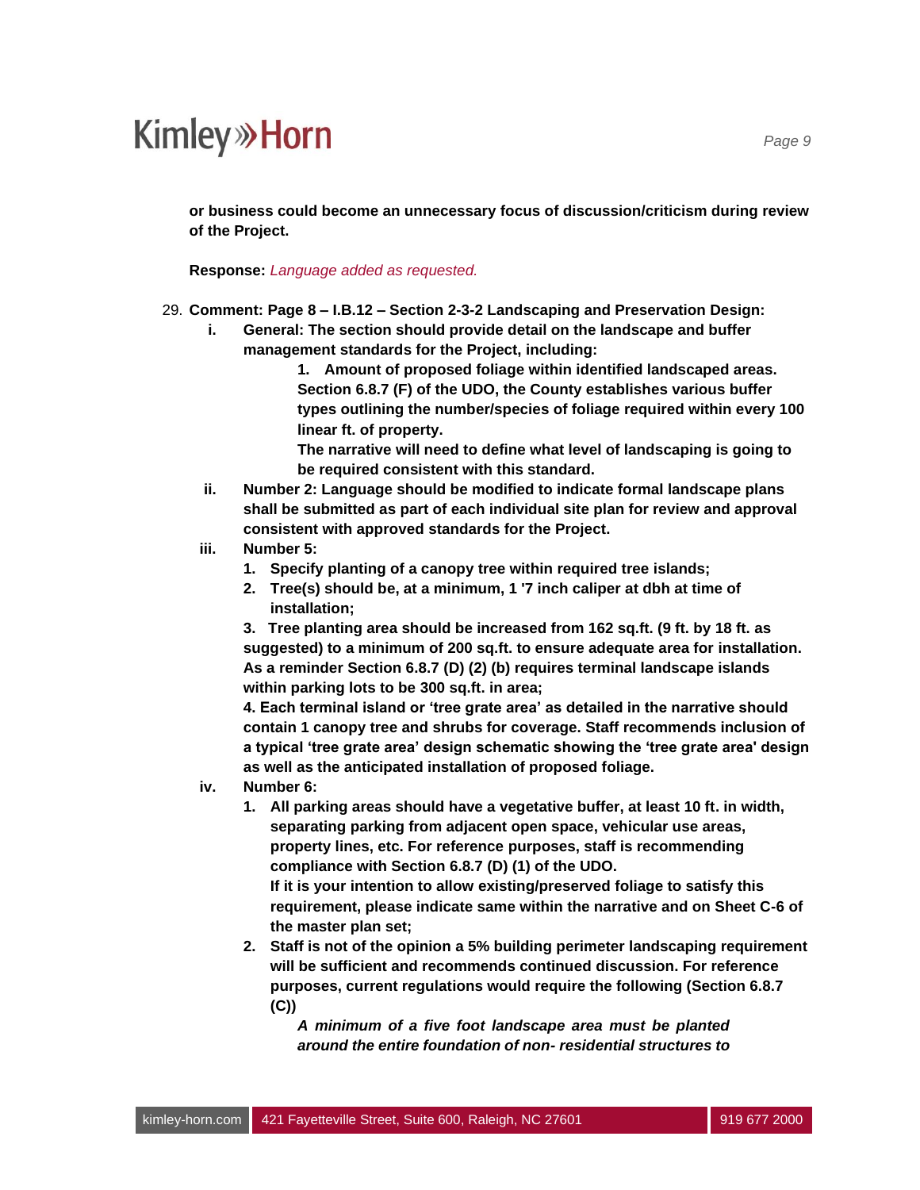**or business could become an unnecessary focus of discussion/criticism during review of the Project.**

**Response:** *Language added as requested.*

29. **Comment: Page 8 – I.B.12 – Section 2-3-2 Landscaping and Preservation Design:**
    - **i. General: The section should provide detail on the landscape and buffer management standards for the Project, including:**
        1. **Amount of proposed foliage within identified landscaped areas. Section 6.8.7 (F) of the UDO, the County establishes various buffer types outlining the number/species of foliage required within every 100 linear ft. of property.**
           **The narrative will need to define what level of landscaping is going to be required consistent with this standard.**
    - **ii. Number 2: Language should be modified to indicate formal landscape plans shall be submitted as part of each individual site plan for review and approval consistent with approved standards for the Project.**
    - **iii. Number 5:**
        1. **Specify planting of a canopy tree within required tree islands;**
        2. **Tree(s) should be, at a minimum, 1 '7 inch caliper at dbh at time of installation;**
        3. **Tree planting area should be increased from 162 sq.ft. (9 ft. by 18 ft. as suggested) to a minimum of 200 sq.ft. to ensure adequate area for installation. As a reminder Section 6.8.7 (D) (2) (b) requires terminal landscape islands within parking lots to be 300 sq.ft. in area;**
        4. **Each terminal island or 'tree grate area' as detailed in the narrative should contain 1 canopy tree and shrubs for coverage. Staff recommends inclusion of a typical 'tree grate area' design schematic showing the 'tree grate area' design as well as the anticipated installation of proposed foliage.**
    - **iv. Number 6:**
        1. **All parking areas should have a vegetative buffer, at least 10 ft. in width, separating parking from adjacent open space, vehicular use areas, property lines, etc. For reference purposes, staff is recommending compliance with Section 6.8.7 (D) (1) of the UDO.**
           **If it is your intention to allow existing/preserved foliage to satisfy this requirement, please indicate same within the narrative and on Sheet C-6 of the master plan set;**
        2. **Staff is not of the opinion a 5% building perimeter landscaping requirement will be sufficient and recommends continued discussion. For reference purposes, current regulations would require the following (Section 6.8.7 (C))**

           ***A minimum of a five foot landscape area must be planted around the entire foundation of non- residential structures to***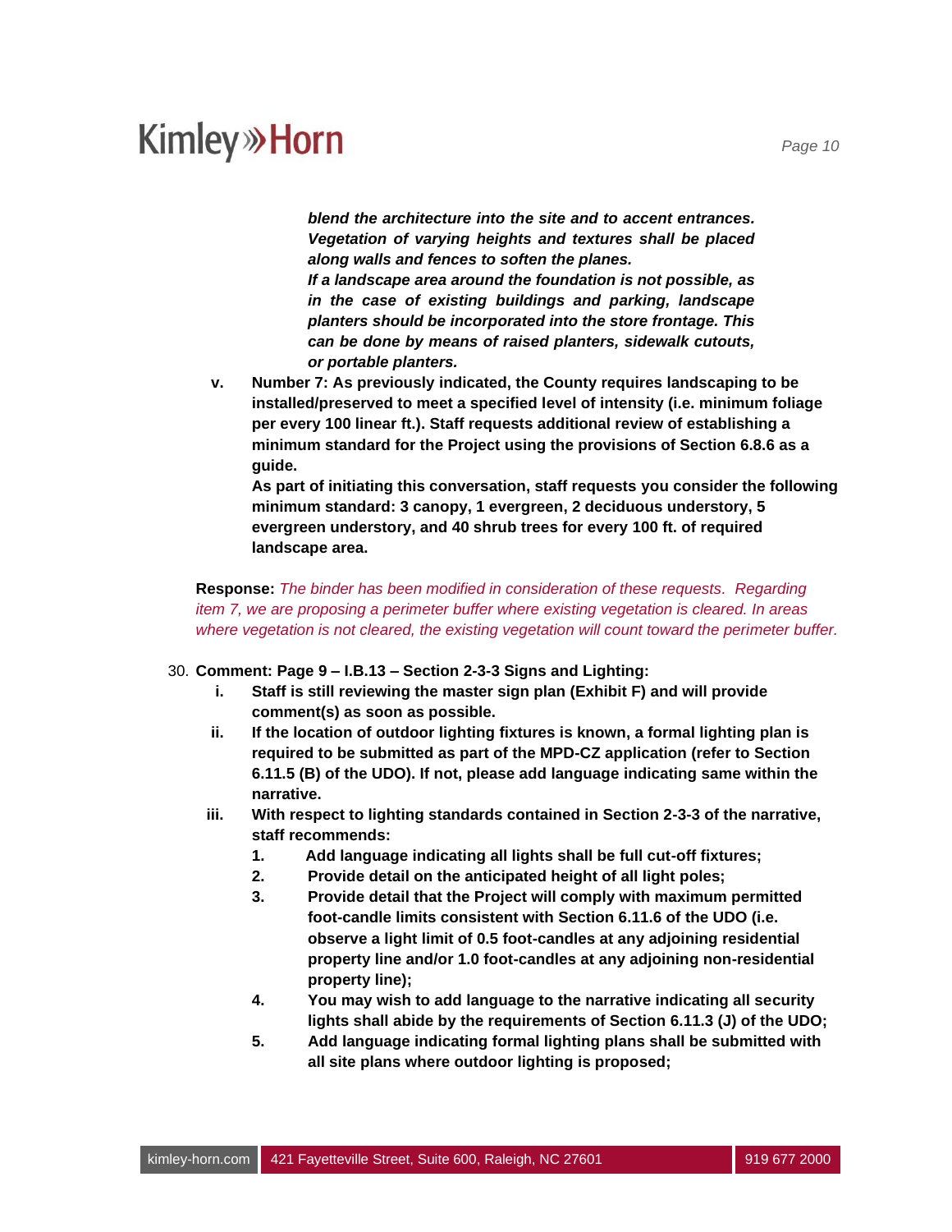***blend the architecture into the site and to accent entrances. Vegetation of varying heights and textures shall be placed along walls and fences to soften the planes.***
***If a landscape area around the foundation is not possible, as in the case of existing buildings and parking, landscape planters should be incorporated into the store frontage. This can be done by means of raised planters, sidewalk cutouts, or portable planters.***

**v. Number 7: As previously indicated, the County requires landscaping to be installed/preserved to meet a specified level of intensity (i.e. minimum foliage per every 100 linear ft.). Staff requests additional review of establishing a minimum standard for the Project using the provisions of Section 6.8.6 as a guide.**
**As part of initiating this conversation, staff requests you consider the following minimum standard: 3 canopy, 1 evergreen, 2 deciduous understory, 5 evergreen understory, and 40 shrub trees for every 100 ft. of required landscape area.**

**Response:** *The binder has been modified in consideration of these requests. Regarding item 7, we are proposing a perimeter buffer where existing vegetation is cleared. In areas where vegetation is not cleared, the existing vegetation will count toward the perimeter buffer.*

30. **Comment: Page 9 – I.B.13 – Section 2-3-3 Signs and Lighting:**
    - **i. Staff is still reviewing the master sign plan (Exhibit F) and will provide comment(s) as soon as possible.**
    - **ii. If the location of outdoor lighting fixtures is known, a formal lighting plan is required to be submitted as part of the MPD-CZ application (refer to Section 6.11.5 (B) of the UDO). If not, please add language indicating same within the narrative.**
    - **iii. With respect to lighting standards contained in Section 2-3-3 of the narrative, staff recommends:**
        1. **Add language indicating all lights shall be full cut-off fixtures;**
        2. **Provide detail on the anticipated height of all light poles;**
        3. **Provide detail that the Project will comply with maximum permitted foot-candle limits consistent with Section 6.11.6 of the UDO (i.e. observe a light limit of 0.5 foot-candles at any adjoining residential property line and/or 1.0 foot-candles at any adjoining non-residential property line);**
        4. **You may wish to add language to the narrative indicating all security lights shall abide by the requirements of Section 6.11.3 (J) of the UDO;**
        5. **Add language indicating formal lighting plans shall be submitted with all site plans where outdoor lighting is proposed;**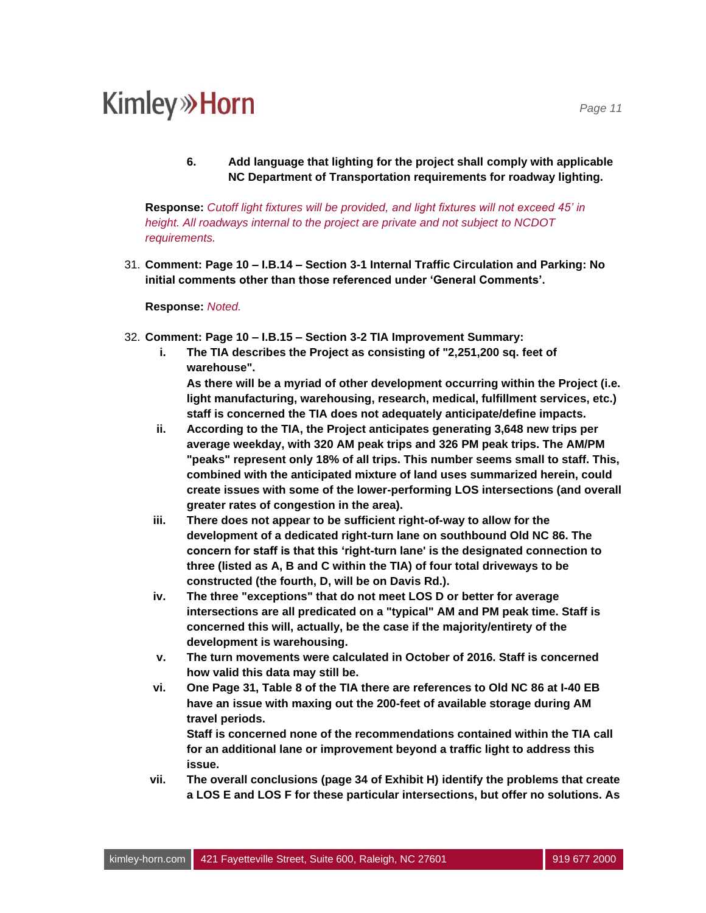6. **Add language that lighting for the project shall comply with applicable NC Department of Transportation requirements for roadway lighting.**

**Response:** *Cutoff light fixtures will be provided, and light fixtures will not exceed 45' in height. All roadways internal to the project are private and not subject to NCDOT requirements.*

31. **Comment: Page 10 – I.B.14 – Section 3-1 Internal Traffic Circulation and Parking: No initial comments other than those referenced under 'General Comments'.**

**Response:** *Noted.*

32. **Comment: Page 10 – I.B.15 – Section 3-2 TIA Improvement Summary:**
    - i. **The TIA describes the Project as consisting of "2,251,200 sq. feet of warehouse".**
      **As there will be a myriad of other development occurring within the Project (i.e. light manufacturing, warehousing, research, medical, fulfillment services, etc.) staff is concerned the TIA does not adequately anticipate/define impacts.**
    - ii. **According to the TIA, the Project anticipates generating 3,648 new trips per average weekday, with 320 AM peak trips and 326 PM peak trips. The AM/PM "peaks" represent only 18% of all trips. This number seems small to staff. This, combined with the anticipated mixture of land uses summarized herein, could create issues with some of the lower-performing LOS intersections (and overall greater rates of congestion in the area).**
    - iii. **There does not appear to be sufficient right-of-way to allow for the development of a dedicated right-turn lane on southbound Old NC 86. The concern for staff is that this 'right-turn lane' is the designated connection to three (listed as A, B and C within the TIA) of four total driveways to be constructed (the fourth, D, will be on Davis Rd.).**
    - iv. **The three "exceptions" that do not meet LOS D or better for average intersections are all predicated on a "typical" AM and PM peak time. Staff is concerned this will, actually, be the case if the majority/entirety of the development is warehousing.**
    - v. **The turn movements were calculated in October of 2016. Staff is concerned how valid this data may still be.**
    - vi. **One Page 31, Table 8 of the TIA there are references to Old NC 86 at I-40 EB have an issue with maxing out the 200-feet of available storage during AM travel periods.**
      **Staff is concerned none of the recommendations contained within the TIA call for an additional lane or improvement beyond a traffic light to address this issue.**
    - vii. **The overall conclusions (page 34 of Exhibit H) identify the problems that create a LOS E and LOS F for these particular intersections, but offer no solutions. As**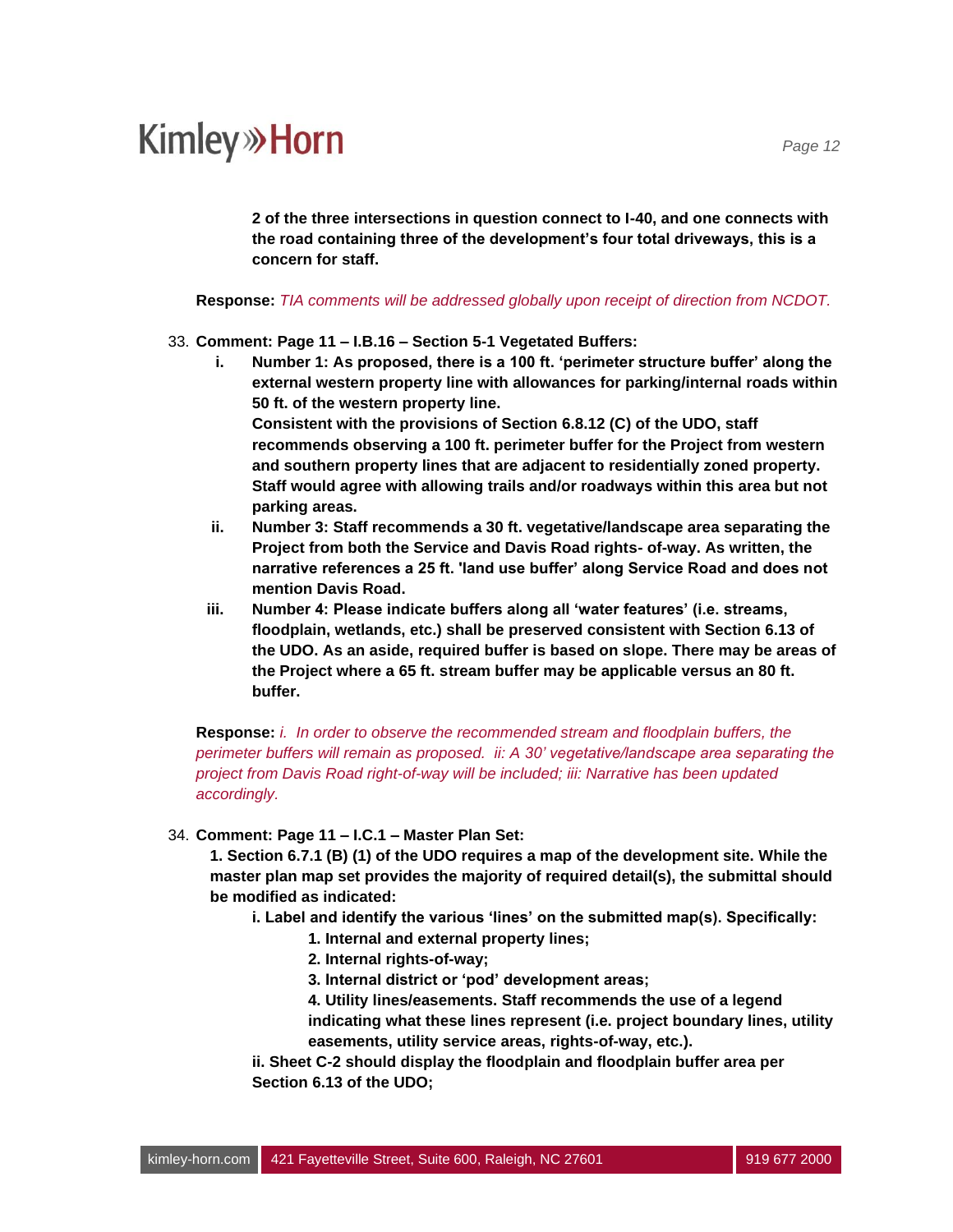**2 of the three intersections in question connect to I-40, and one connects with the road containing three of the development's four total driveways, this is a concern for staff.**

**Response:** *TIA comments will be addressed globally upon receipt of direction from NCDOT.*

33. **Comment: Page 11 – I.B.16 – Section 5-1 Vegetated Buffers:**
    - **i. Number 1: As proposed, there is a 100 ft. 'perimeter structure buffer' along the external western property line with allowances for parking/internal roads within 50 ft. of the western property line.**
      **Consistent with the provisions of Section 6.8.12 (C) of the UDO, staff recommends observing a 100 ft. perimeter buffer for the Project from western and southern property lines that are adjacent to residentially zoned property. Staff would agree with allowing trails and/or roadways within this area but not parking areas.**
    - **ii. Number 3: Staff recommends a 30 ft. vegetative/landscape area separating the Project from both the Service and Davis Road rights- of-way. As written, the narrative references a 25 ft. 'land use buffer' along Service Road and does not mention Davis Road.**
    - **iii. Number 4: Please indicate buffers along all 'water features' (i.e. streams, floodplain, wetlands, etc.) shall be preserved consistent with Section 6.13 of the UDO. As an aside, required buffer is based on slope. There may be areas of the Project where a 65 ft. stream buffer may be applicable versus an 80 ft. buffer.**

**Response:** *i. In order to observe the recommended stream and floodplain buffers, the perimeter buffers will remain as proposed. ii: A 30' vegetative/landscape area separating the project from Davis Road right-of-way will be included; iii: Narrative has been updated accordingly.*

34. **Comment: Page 11 – I.C.1 – Master Plan Set:**
    **1. Section 6.7.1 (B) (1) of the UDO requires a map of the development site. While the master plan map set provides the majority of required detail(s), the submittal should be modified as indicated:**
    - **i. Label and identify the various 'lines' on the submitted map(s). Specifically:**
      - **1. Internal and external property lines;**
      - **2. Internal rights-of-way;**
      - **3. Internal district or 'pod' development areas;**
      - **4. Utility lines/easements. Staff recommends the use of a legend indicating what these lines represent (i.e. project boundary lines, utility easements, utility service areas, rights-of-way, etc.).**
    - **ii. Sheet C-2 should display the floodplain and floodplain buffer area per Section 6.13 of the UDO;**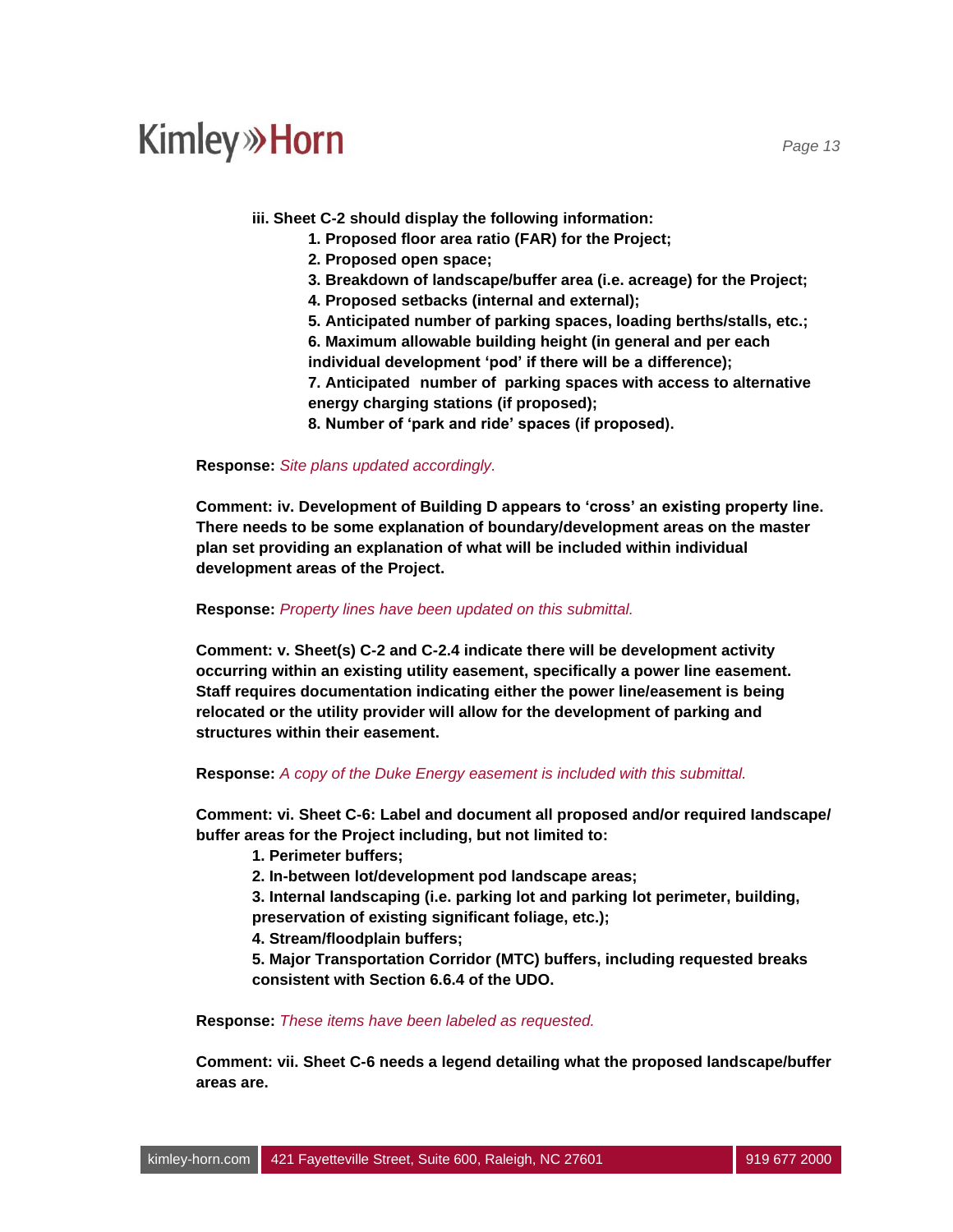**iii. Sheet C-2 should display the following information:**

1. **Proposed floor area ratio (FAR) for the Project;**
2. **Proposed open space;**
3. **Breakdown of landscape/buffer area (i.e. acreage) for the Project;**
4. **Proposed setbacks (internal and external);**
5. **Anticipated number of parking spaces, loading berths/stalls, etc.;**
6. **Maximum allowable building height (in general and per each individual development 'pod' if there will be a difference);**
7. **Anticipated number of parking spaces with access to alternative energy charging stations (if proposed);**
8. **Number of 'park and ride' spaces (if proposed).**

**Response:** *Site plans updated accordingly.*

**Comment: iv. Development of Building D appears to 'cross' an existing property line. There needs to be some explanation of boundary/development areas on the master plan set providing an explanation of what will be included within individual development areas of the Project.**

**Response:** *Property lines have been updated on this submittal.*

**Comment: v. Sheet(s) C-2 and C-2.4 indicate there will be development activity occurring within an existing utility easement, specifically a power line easement. Staff requires documentation indicating either the power line/easement is being relocated or the utility provider will allow for the development of parking and structures within their easement.**

**Response:** *A copy of the Duke Energy easement is included with this submittal.*

**Comment: vi. Sheet C-6: Label and document all proposed and/or required landscape/ buffer areas for the Project including, but not limited to:**

1. **Perimeter buffers;**
2. **In-between lot/development pod landscape areas;**
3. **Internal landscaping (i.e. parking lot and parking lot perimeter, building, preservation of existing significant foliage, etc.);**
4. **Stream/floodplain buffers;**
5. **Major Transportation Corridor (MTC) buffers, including requested breaks consistent with Section 6.6.4 of the UDO.**

**Response:** *These items have been labeled as requested.*

**Comment: vii. Sheet C-6 needs a legend detailing what the proposed landscape/buffer areas are.**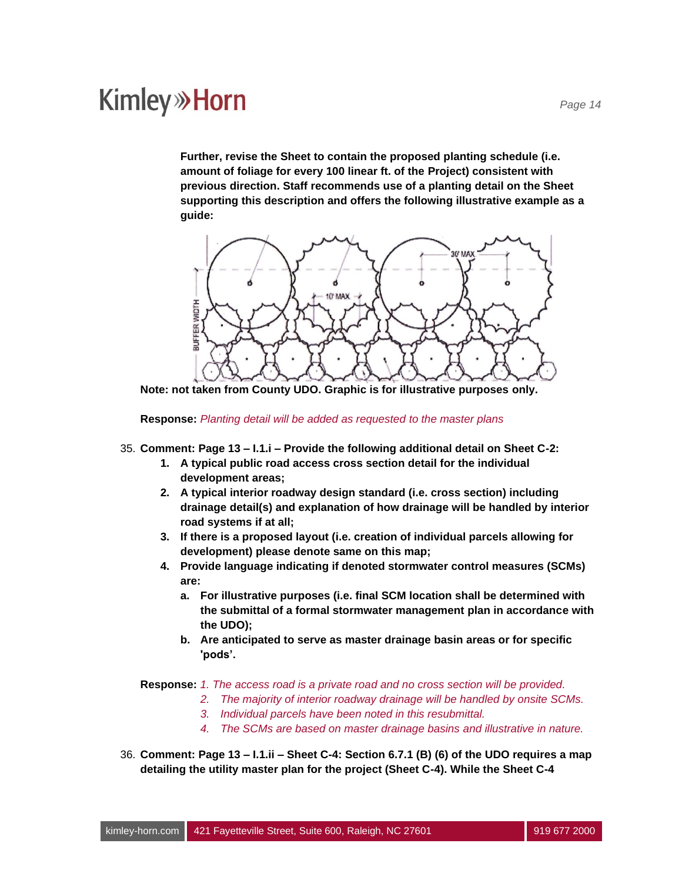**Further, revise the Sheet to contain the proposed planting schedule (i.e. amount of foliage for every 100 linear ft. of the Project) consistent with previous direction. Staff recommends use of a planting detail on the Sheet supporting this description and offers the following illustrative example as a guide:**

**Note: not taken from County UDO. Graphic is for illustrative purposes only.**

**Response:** *Planting detail will be added as requested to the master plans*

35. **Comment: Page 13 – I.1.i – Provide the following additional detail on Sheet C-2:**
    1. **A typical public road access cross section detail for the individual development areas;**
    2. **A typical interior roadway design standard (i.e. cross section) including drainage detail(s) and explanation of how drainage will be handled by interior road systems if at all;**
    3. **If there is a proposed layout (i.e. creation of individual parcels allowing for development) please denote same on this map;**
    4. **Provide language indicating if denoted stormwater control measures (SCMs) are:**
        a. **For illustrative purposes (i.e. final SCM location shall be determined with the submittal of a formal stormwater management plan in accordance with the UDO);**
        b. **Are anticipated to serve as master drainage basin areas or for specific 'pods'.**

**Response:** *1. The access road is a private road and no cross section will be provided.*
*2. The majority of interior roadway drainage will be handled by onsite SCMs.*
*3. Individual parcels have been noted in this resubmittal.*
*4. The SCMs are based on master drainage basins and illustrative in nature.*

36. **Comment: Page 13 – I.1.ii – Sheet C-4: Section 6.7.1 (B) (6) of the UDO requires a map detailing the utility master plan for the project (Sheet C-4). While the Sheet C-4**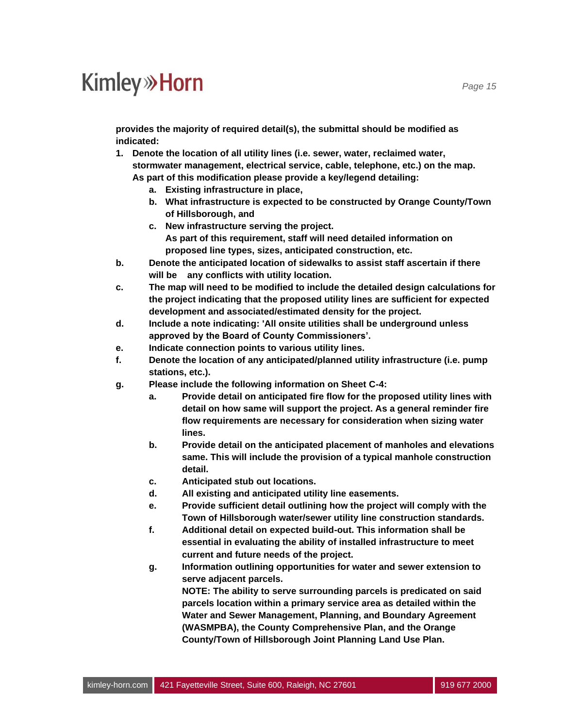**provides the majority of required detail(s), the submittal should be modified as indicated:**

1. **Denote the location of all utility lines (i.e. sewer, water, reclaimed water, stormwater management, electrical service, cable, telephone, etc.) on the map. As part of this modification please provide a key/legend detailing:**
    a. **Existing infrastructure in place,**
    b. **What infrastructure is expected to be constructed by Orange County/Town of Hillsborough, and**
    c. **New infrastructure serving the project.**
    **As part of this requirement, staff will need detailed information on proposed line types, sizes, anticipated construction, etc.**

b. **Denote the anticipated location of sidewalks to assist staff ascertain if there will be any conflicts with utility location.**

c. **The map will need to be modified to include the detailed design calculations for the project indicating that the proposed utility lines are sufficient for expected development and associated/estimated density for the project.**

d. **Include a note indicating: 'All onsite utilities shall be underground unless approved by the Board of County Commissioners'.**

e. **Indicate connection points to various utility lines.**

f. **Denote the location of any anticipated/planned utility infrastructure (i.e. pump stations, etc.).**

g. **Please include the following information on Sheet C-4:**
    a. **Provide detail on anticipated fire flow for the proposed utility lines with detail on how same will support the project. As a general reminder fire flow requirements are necessary for consideration when sizing water lines.**
    b. **Provide detail on the anticipated placement of manholes and elevations same. This will include the provision of a typical manhole construction detail.**
    c. **Anticipated stub out locations.**
    d. **All existing and anticipated utility line easements.**
    e. **Provide sufficient detail outlining how the project will comply with the Town of Hillsborough water/sewer utility line construction standards.**
    f. **Additional detail on expected build-out. This information shall be essential in evaluating the ability of installed infrastructure to meet current and future needs of the project.**
    g. **Information outlining opportunities for water and sewer extension to serve adjacent parcels.**
    **NOTE: The ability to serve surrounding parcels is predicated on said parcels location within a primary service area as detailed within the Water and Sewer Management, Planning, and Boundary Agreement (WASMPBA), the County Comprehensive Plan, and the Orange County/Town of Hillsborough Joint Planning Land Use Plan.**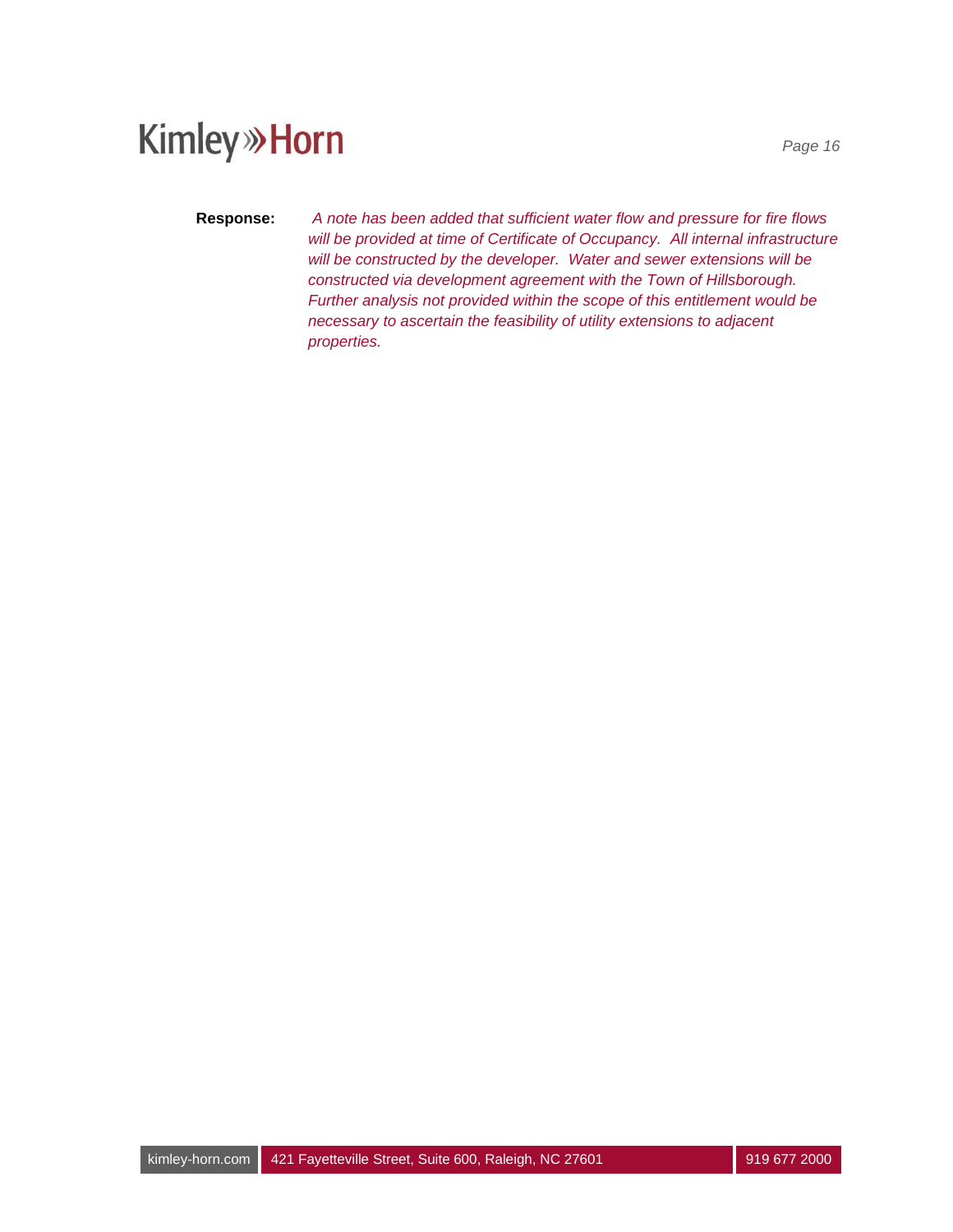**Response:** *A note has been added that sufficient water flow and pressure for fire flows will be provided at time of Certificate of Occupancy. All internal infrastructure will be constructed by the developer. Water and sewer extensions will be constructed via development agreement with the Town of Hillsborough. Further analysis not provided within the scope of this entitlement would be necessary to ascertain the feasibility of utility extensions to adjacent properties.*